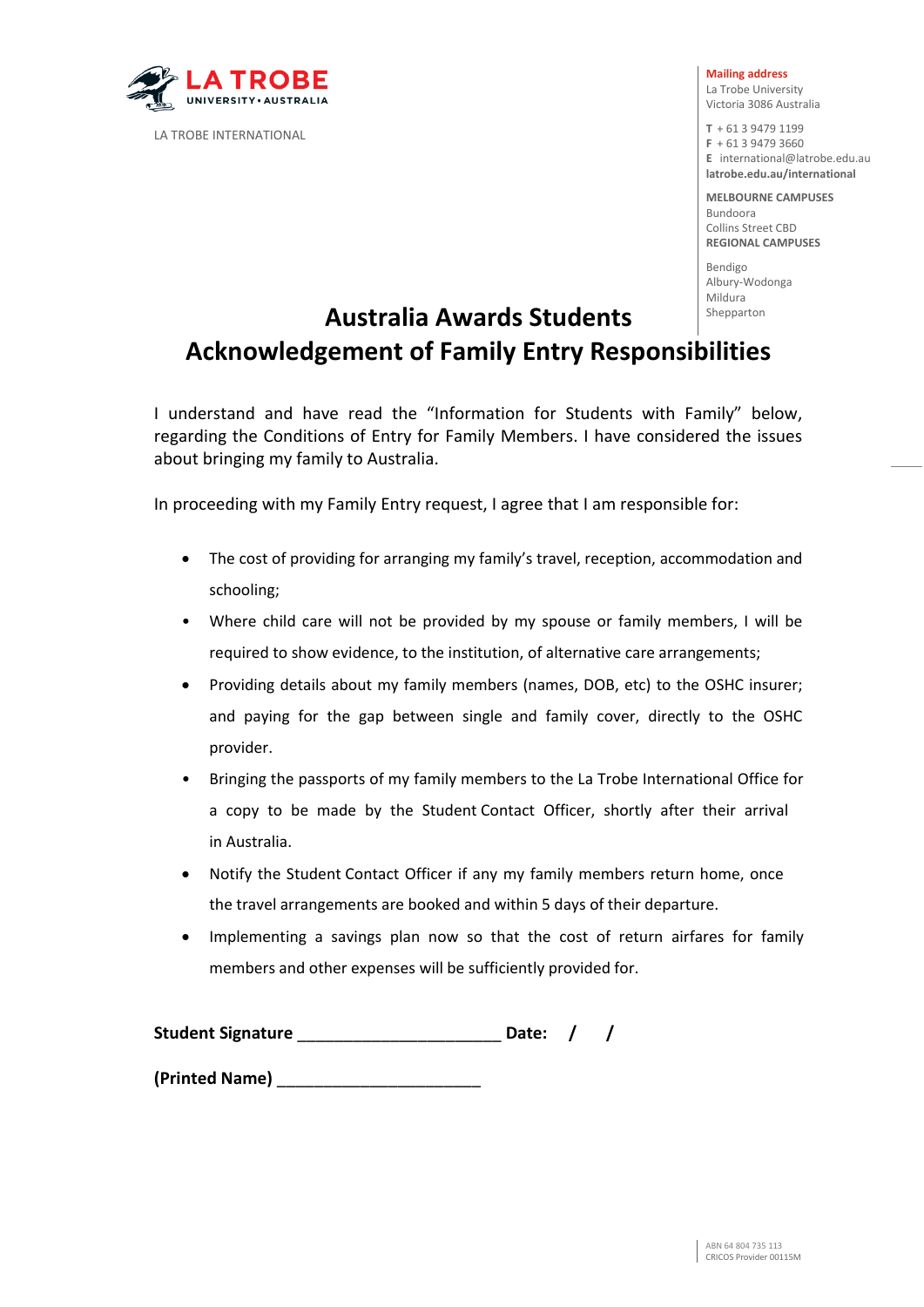LA TROBE INTERNATIONAL

**Mailing address**
La Trobe University
Victoria 3086 Australia

**T** + 61 3 9479 1199
**F** + 61 3 9479 3660
**E** international@latrobe.edu.au
**latrobe.edu.au/international**

**MELBOURNE CAMPUSES**
Bundoora
Collins Street CBD

**REGIONAL CAMPUSES**
Bendigo
Albury-Wodonga
Mildura
Shepparton

# Australia Awards Students Acknowledgement of Family Entry Responsibilities

I understand and have read the "Information for Students with Family" below, regarding the Conditions of Entry for Family Members. I have considered the issues about bringing my family to Australia.

In proceeding with my Family Entry request, I agree that I am responsible for:

- The cost of providing for arranging my family's travel, reception, accommodation and schooling;
- Where child care will not be provided by my spouse or family members, I will be required to show evidence, to the institution, of alternative care arrangements;
- Providing details about my family members (names, DOB, etc) to the OSHC insurer; and paying for the gap between single and family cover, directly to the OSHC provider.
- Bringing the passports of my family members to the La Trobe International Office for a copy to be made by the Student Contact Officer, shortly after their arrival in Australia.
- Notify the Student Contact Officer if any my family members return home, once the travel arrangements are booked and within 5 days of their departure.
- Implementing a savings plan now so that the cost of return airfares for family members and other expenses will be sufficiently provided for.

**Student Signature** ______________________ **Date: / /**

**(Printed Name)** ______________________

ABN 64 804 735 113
CRICOS Provider 00115M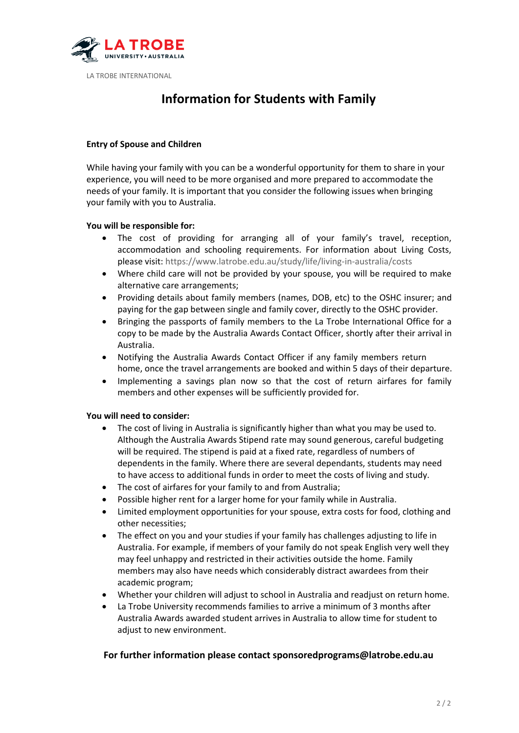LA TROBE INTERNATIONAL

# Information for Students with Family

**Entry of Spouse and Children**

While having your family with you can be a wonderful opportunity for them to share in your experience, you will need to be more organised and more prepared to accommodate the needs of your family. It is important that you consider the following issues when bringing your family with you to Australia.

**You will be responsible for:**

- The cost of providing for arranging all of your family's travel, reception, accommodation and schooling requirements. For information about Living Costs, please visit: https://www.latrobe.edu.au/study/life/living-in-australia/costs
- Where child care will not be provided by your spouse, you will be required to make alternative care arrangements;
- Providing details about family members (names, DOB, etc) to the OSHC insurer; and paying for the gap between single and family cover, directly to the OSHC provider.
- Bringing the passports of family members to the La Trobe International Office for a copy to be made by the Australia Awards Contact Officer, shortly after their arrival in Australia.
- Notifying the Australia Awards Contact Officer if any family members return home, once the travel arrangements are booked and within 5 days of their departure.
- Implementing a savings plan now so that the cost of return airfares for family members and other expenses will be sufficiently provided for.

**You will need to consider:**

- The cost of living in Australia is significantly higher than what you may be used to. Although the Australia Awards Stipend rate may sound generous, careful budgeting will be required. The stipend is paid at a fixed rate, regardless of numbers of dependents in the family. Where there are several dependants, students may need to have access to additional funds in order to meet the costs of living and study.
- The cost of airfares for your family to and from Australia;
- Possible higher rent for a larger home for your family while in Australia.
- Limited employment opportunities for your spouse, extra costs for food, clothing and other necessities;
- The effect on you and your studies if your family has challenges adjusting to life in Australia. For example, if members of your family do not speak English very well they may feel unhappy and restricted in their activities outside the home. Family members may also have needs which considerably distract awardees from their academic program;
- Whether your children will adjust to school in Australia and readjust on return home.
- La Trobe University recommends families to arrive a minimum of 3 months after Australia Awards awarded student arrives in Australia to allow time for student to adjust to new environment.

**For further information please contact sponsoredprograms@latrobe.edu.au**